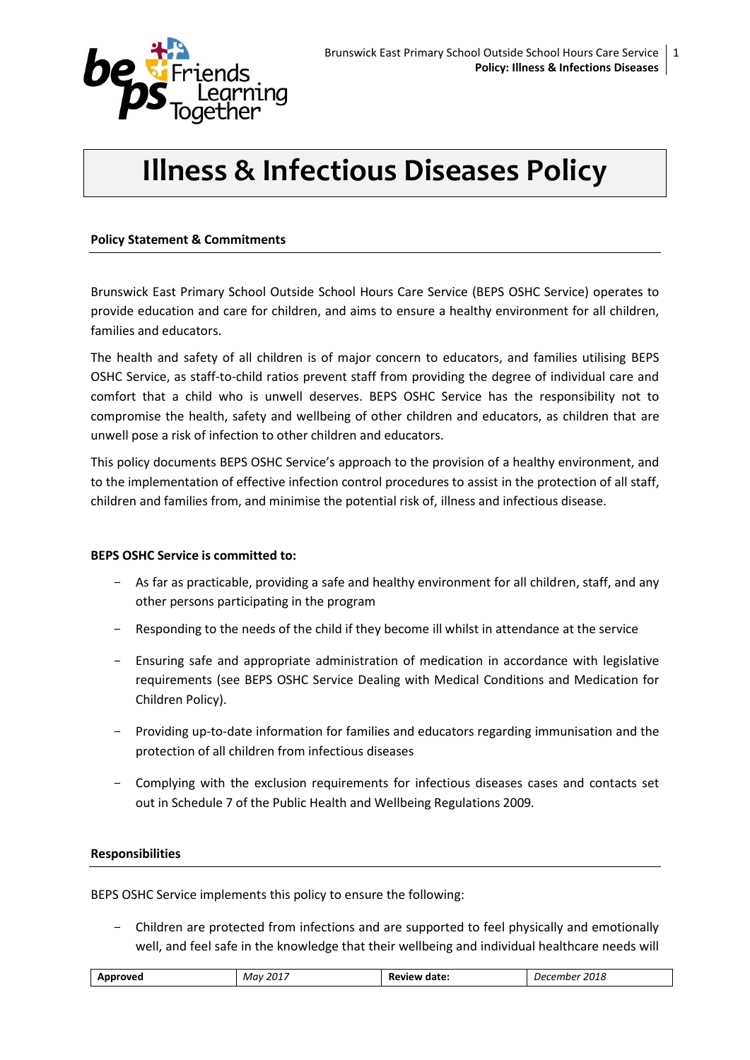# Illness & Infectious Diseases Policy

**Policy Statement & Commitments**

Brunswick East Primary School Outside School Hours Care Service (BEPS OSHC Service) operates to provide education and care for children, and aims to ensure a healthy environment for all children, families and educators.

The health and safety of all children is of major concern to educators, and families utilising BEPS OSHC Service, as staff-to-child ratios prevent staff from providing the degree of individual care and comfort that a child who is unwell deserves. BEPS OSHC Service has the responsibility not to compromise the health, safety and wellbeing of other children and educators, as children that are unwell pose a risk of infection to other children and educators.

This policy documents BEPS OSHC Service's approach to the provision of a healthy environment, and to the implementation of effective infection control procedures to assist in the protection of all staff, children and families from, and minimise the potential risk of, illness and infectious disease.

**BEPS OSHC Service is committed to:**

- As far as practicable, providing a safe and healthy environment for all children, staff, and any other persons participating in the program
- Responding to the needs of the child if they become ill whilst in attendance at the service
- Ensuring safe and appropriate administration of medication in accordance with legislative requirements (see BEPS OSHC Service Dealing with Medical Conditions and Medication for Children Policy).
- Providing up-to-date information for families and educators regarding immunisation and the protection of all children from infectious diseases
- Complying with the exclusion requirements for infectious diseases cases and contacts set out in Schedule 7 of the Public Health and Wellbeing Regulations 2009.

**Responsibilities**

BEPS OSHC Service implements this policy to ensure the following:

- Children are protected from infections and are supported to feel physically and emotionally well, and feel safe in the knowledge that their wellbeing and individual healthcare needs will

| **Approved** | *May 2017* | **Review date:** | *December 2018* |
|---|---|---|---|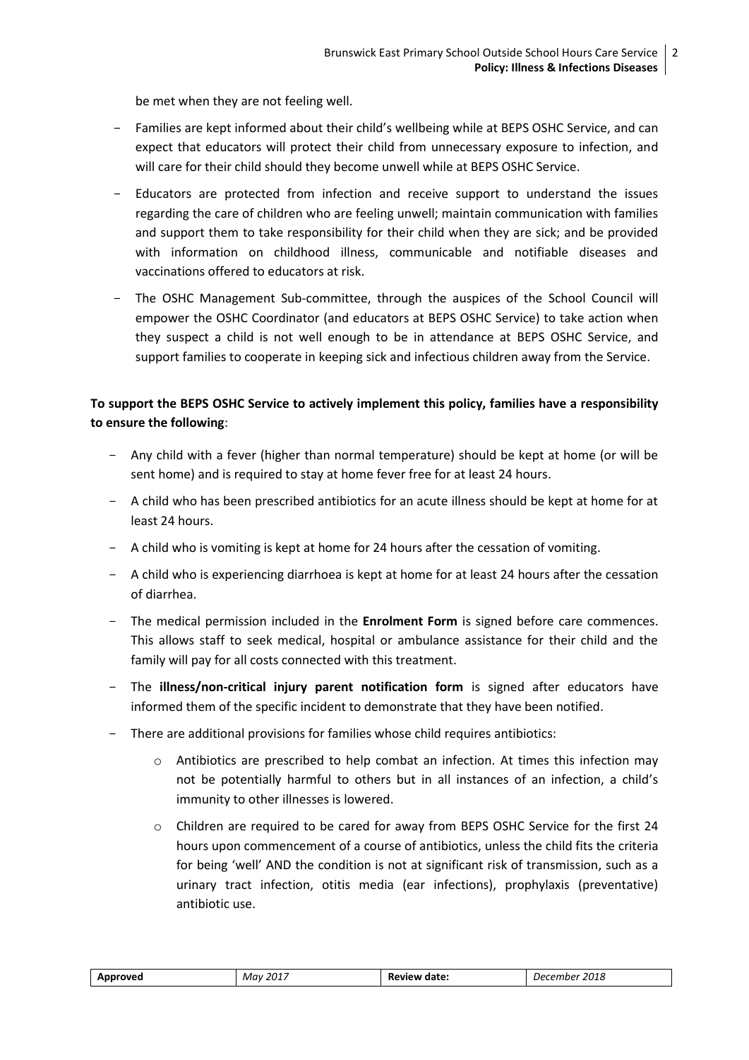be met when they are not feeling well.

- Families are kept informed about their child's wellbeing while at BEPS OSHC Service, and can expect that educators will protect their child from unnecessary exposure to infection, and will care for their child should they become unwell while at BEPS OSHC Service.
- Educators are protected from infection and receive support to understand the issues regarding the care of children who are feeling unwell; maintain communication with families and support them to take responsibility for their child when they are sick; and be provided with information on childhood illness, communicable and notifiable diseases and vaccinations offered to educators at risk.
- The OSHC Management Sub-committee, through the auspices of the School Council will empower the OSHC Coordinator (and educators at BEPS OSHC Service) to take action when they suspect a child is not well enough to be in attendance at BEPS OSHC Service, and support families to cooperate in keeping sick and infectious children away from the Service.

**To support the BEPS OSHC Service to actively implement this policy, families have a responsibility to ensure the following**:

- Any child with a fever (higher than normal temperature) should be kept at home (or will be sent home) and is required to stay at home fever free for at least 24 hours.
- A child who has been prescribed antibiotics for an acute illness should be kept at home for at least 24 hours.
- A child who is vomiting is kept at home for 24 hours after the cessation of vomiting.
- A child who is experiencing diarrhoea is kept at home for at least 24 hours after the cessation of diarrhea.
- The medical permission included in the **Enrolment Form** is signed before care commences. This allows staff to seek medical, hospital or ambulance assistance for their child and the family will pay for all costs connected with this treatment.
- The **illness/non-critical injury parent notification form** is signed after educators have informed them of the specific incident to demonstrate that they have been notified.
- There are additional provisions for families whose child requires antibiotics:
  - Antibiotics are prescribed to help combat an infection. At times this infection may not be potentially harmful to others but in all instances of an infection, a child's immunity to other illnesses is lowered.
  - Children are required to be cared for away from BEPS OSHC Service for the first 24 hours upon commencement of a course of antibiotics, unless the child fits the criteria for being 'well' AND the condition is not at significant risk of transmission, such as a urinary tract infection, otitis media (ear infections), prophylaxis (preventative) antibiotic use.

| Approved | *May 2017* | Review date: | *December 2018* |
|---|---|---|---|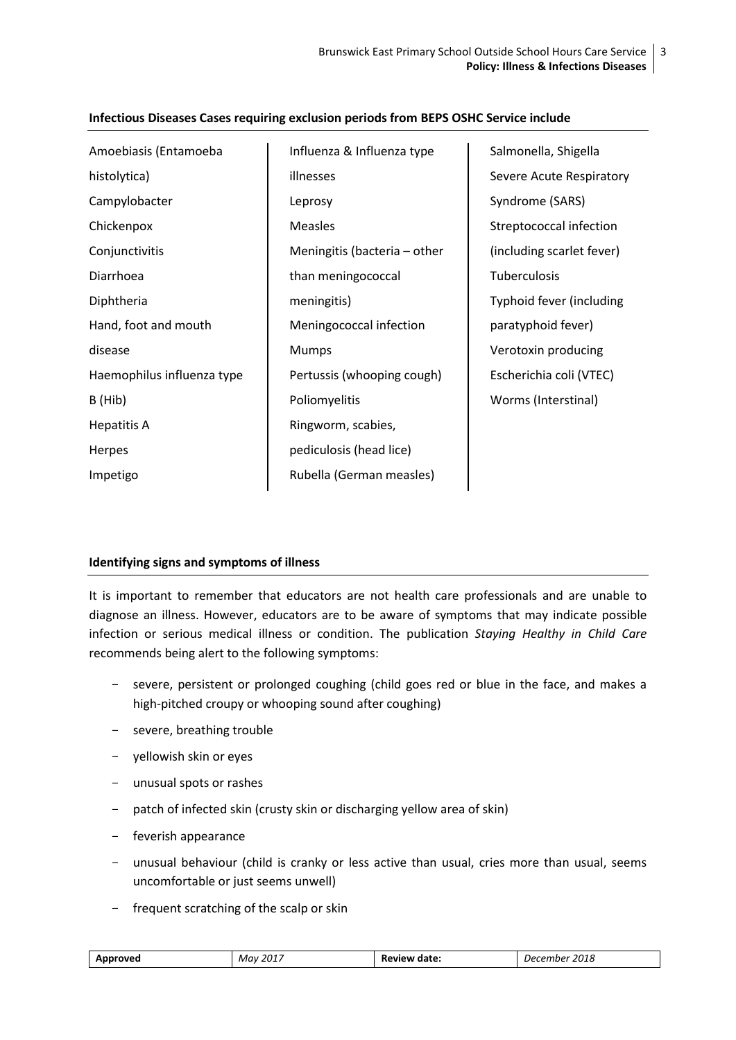**Infectious Diseases Cases requiring exclusion periods from BEPS OSHC Service include**

- Amoebiasis (Entamoeba histolytica)
- Campylobacter
- Chickenpox
- Conjunctivitis
- Diarrhoea
- Diphtheria
- Hand, foot and mouth disease
- Haemophilus influenza type B (Hib)
- Hepatitis A
- Herpes
- Impetigo
- Influenza & Influenza type illnesses
- Leprosy
- Measles
- Meningitis (bacteria – other than meningococcal meningitis)
- Meningococcal infection
- Mumps
- Pertussis (whooping cough)
- Poliomyelitis
- Ringworm, scabies, pediculosis (head lice)
- Rubella (German measles)
- Salmonella, Shigella
- Severe Acute Respiratory Syndrome (SARS)
- Streptococcal infection (including scarlet fever)
- Tuberculosis
- Typhoid fever (including paratyphoid fever)
- Verotoxin producing Escherichia coli (VTEC)
- Worms (Interstinal)

**Identifying signs and symptoms of illness**

It is important to remember that educators are not health care professionals and are unable to diagnose an illness. However, educators are to be aware of symptoms that may indicate possible infection or serious medical illness or condition. The publication *Staying Healthy in Child Care* recommends being alert to the following symptoms:

- severe, persistent or prolonged coughing (child goes red or blue in the face, and makes a high-pitched croupy or whooping sound after coughing)
- severe, breathing trouble
- yellowish skin or eyes
- unusual spots or rashes
- patch of infected skin (crusty skin or discharging yellow area of skin)
- feverish appearance
- unusual behaviour (child is cranky or less active than usual, cries more than usual, seems uncomfortable or just seems unwell)
- frequent scratching of the scalp or skin

| Approved | May 2017 | Review date: | December 2018 |
| --- | --- | --- | --- |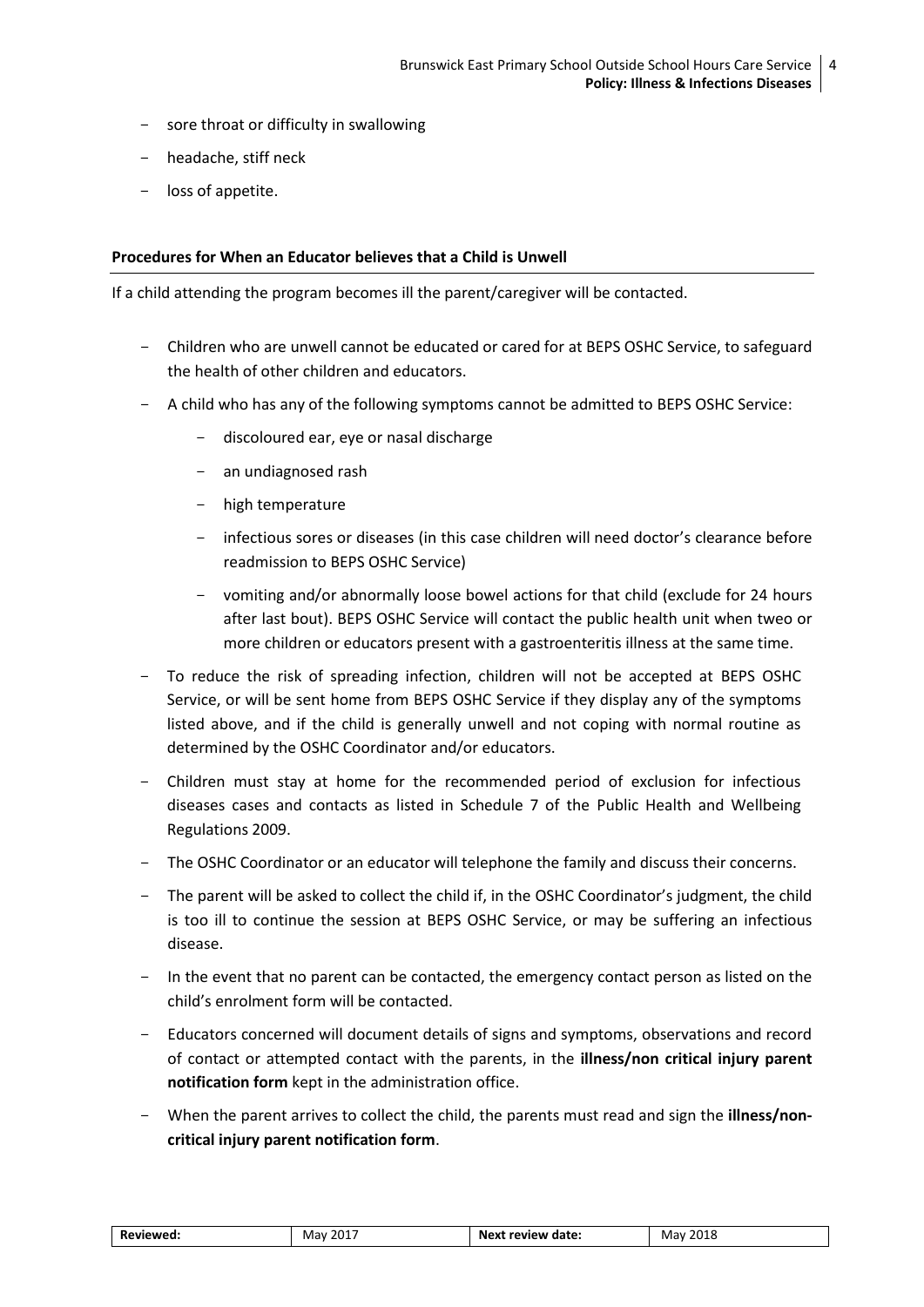- sore throat or difficulty in swallowing
- headache, stiff neck
- loss of appetite.

**Procedures for When an Educator believes that a Child is Unwell**

If a child attending the program becomes ill the parent/caregiver will be contacted.

- Children who are unwell cannot be educated or cared for at BEPS OSHC Service, to safeguard the health of other children and educators.
- A child who has any of the following symptoms cannot be admitted to BEPS OSHC Service:
    - discoloured ear, eye or nasal discharge
    - an undiagnosed rash
    - high temperature
    - infectious sores or diseases (in this case children will need doctor's clearance before readmission to BEPS OSHC Service)
    - vomiting and/or abnormally loose bowel actions for that child (exclude for 24 hours after last bout). BEPS OSHC Service will contact the public health unit when tweo or more children or educators present with a gastroenteritis illness at the same time.
- To reduce the risk of spreading infection, children will not be accepted at BEPS OSHC Service, or will be sent home from BEPS OSHC Service if they display any of the symptoms listed above, and if the child is generally unwell and not coping with normal routine as determined by the OSHC Coordinator and/or educators.
- Children must stay at home for the recommended period of exclusion for infectious diseases cases and contacts as listed in Schedule 7 of the Public Health and Wellbeing Regulations 2009.
- The OSHC Coordinator or an educator will telephone the family and discuss their concerns.
- The parent will be asked to collect the child if, in the OSHC Coordinator's judgment, the child is too ill to continue the session at BEPS OSHC Service, or may be suffering an infectious disease.
- In the event that no parent can be contacted, the emergency contact person as listed on the child's enrolment form will be contacted.
- Educators concerned will document details of signs and symptoms, observations and record of contact or attempted contact with the parents, in the **illness/non critical injury parent notification form** kept in the administration office.
- When the parent arrives to collect the child, the parents must read and sign the **illness/non-critical injury parent notification form**.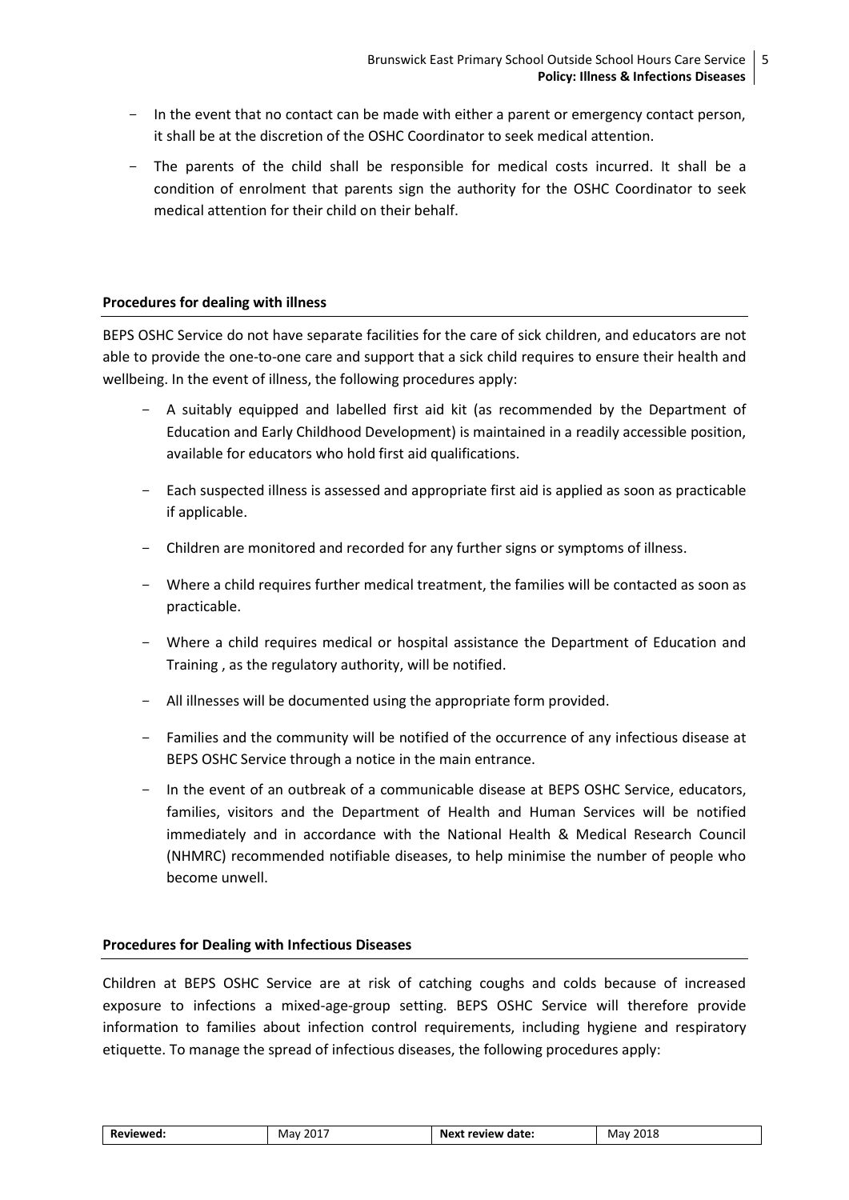- In the event that no contact can be made with either a parent or emergency contact person, it shall be at the discretion of the OSHC Coordinator to seek medical attention.
- The parents of the child shall be responsible for medical costs incurred. It shall be a condition of enrolment that parents sign the authority for the OSHC Coordinator to seek medical attention for their child on their behalf.

**Procedures for dealing with illness**

BEPS OSHC Service do not have separate facilities for the care of sick children, and educators are not able to provide the one-to-one care and support that a sick child requires to ensure their health and wellbeing. In the event of illness, the following procedures apply:

- A suitably equipped and labelled first aid kit (as recommended by the Department of Education and Early Childhood Development) is maintained in a readily accessible position, available for educators who hold first aid qualifications.
- Each suspected illness is assessed and appropriate first aid is applied as soon as practicable if applicable.
- Children are monitored and recorded for any further signs or symptoms of illness.
- Where a child requires further medical treatment, the families will be contacted as soon as practicable.
- Where a child requires medical or hospital assistance the Department of Education and Training , as the regulatory authority, will be notified.
- All illnesses will be documented using the appropriate form provided.
- Families and the community will be notified of the occurrence of any infectious disease at BEPS OSHC Service through a notice in the main entrance.
- In the event of an outbreak of a communicable disease at BEPS OSHC Service, educators, families, visitors and the Department of Health and Human Services will be notified immediately and in accordance with the National Health & Medical Research Council (NHMRC) recommended notifiable diseases, to help minimise the number of people who become unwell.

**Procedures for Dealing with Infectious Diseases**

Children at BEPS OSHC Service are at risk of catching coughs and colds because of increased exposure to infections a mixed-age-group setting. BEPS OSHC Service will therefore provide information to families about infection control requirements, including hygiene and respiratory etiquette. To manage the spread of infectious diseases, the following procedures apply: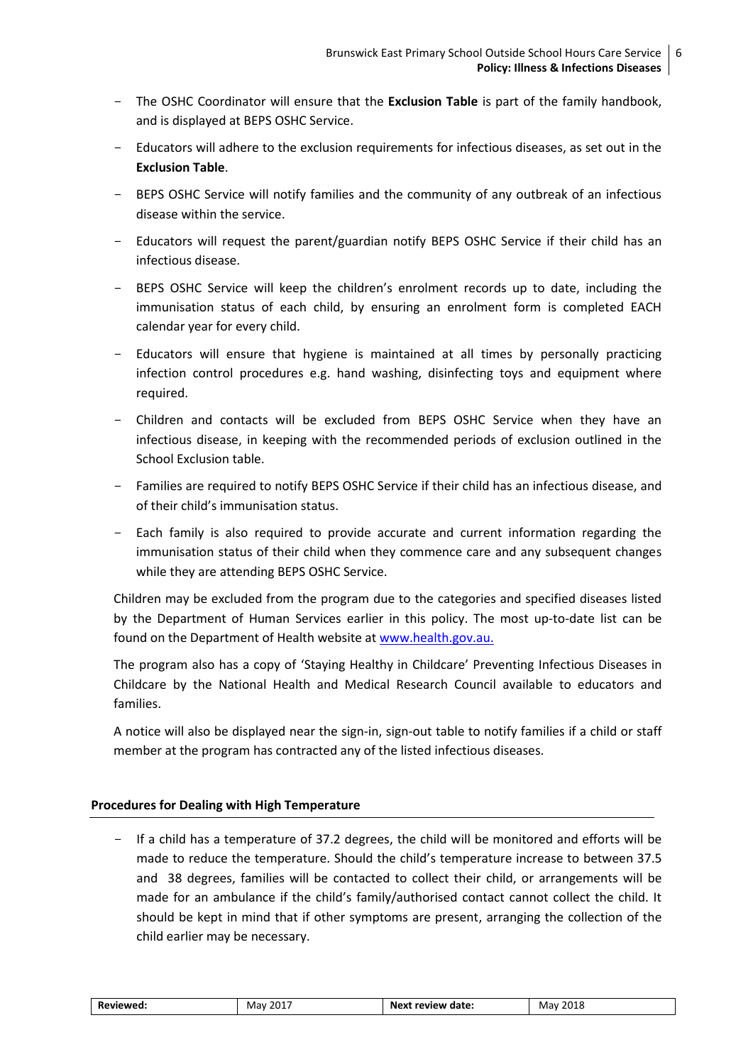- The OSHC Coordinator will ensure that the **Exclusion Table** is part of the family handbook, and is displayed at BEPS OSHC Service.
- Educators will adhere to the exclusion requirements for infectious diseases, as set out in the **Exclusion Table**.
- BEPS OSHC Service will notify families and the community of any outbreak of an infectious disease within the service.
- Educators will request the parent/guardian notify BEPS OSHC Service if their child has an infectious disease.
- BEPS OSHC Service will keep the children's enrolment records up to date, including the immunisation status of each child, by ensuring an enrolment form is completed EACH calendar year for every child.
- Educators will ensure that hygiene is maintained at all times by personally practicing infection control procedures e.g. hand washing, disinfecting toys and equipment where required.
- Children and contacts will be excluded from BEPS OSHC Service when they have an infectious disease, in keeping with the recommended periods of exclusion outlined in the School Exclusion table.
- Families are required to notify BEPS OSHC Service if their child has an infectious disease, and of their child's immunisation status.
- Each family is also required to provide accurate and current information regarding the immunisation status of their child when they commence care and any subsequent changes while they are attending BEPS OSHC Service.

Children may be excluded from the program due to the categories and specified diseases listed by the Department of Human Services earlier in this policy. The most up-to-date list can be found on the Department of Health website at www.health.gov.au.

The program also has a copy of 'Staying Healthy in Childcare' Preventing Infectious Diseases in Childcare by the National Health and Medical Research Council available to educators and families.

A notice will also be displayed near the sign-in, sign-out table to notify families if a child or staff member at the program has contracted any of the listed infectious diseases.

**Procedures for Dealing with High Temperature**

- If a child has a temperature of 37.2 degrees, the child will be monitored and efforts will be made to reduce the temperature. Should the child's temperature increase to between 37.5 and 38 degrees, families will be contacted to collect their child, or arrangements will be made for an ambulance if the child's family/authorised contact cannot collect the child. It should be kept in mind that if other symptoms are present, arranging the collection of the child earlier may be necessary.

| **Reviewed:** | May 2017 | **Next review date:** | May 2018 |
|---|---|---|---|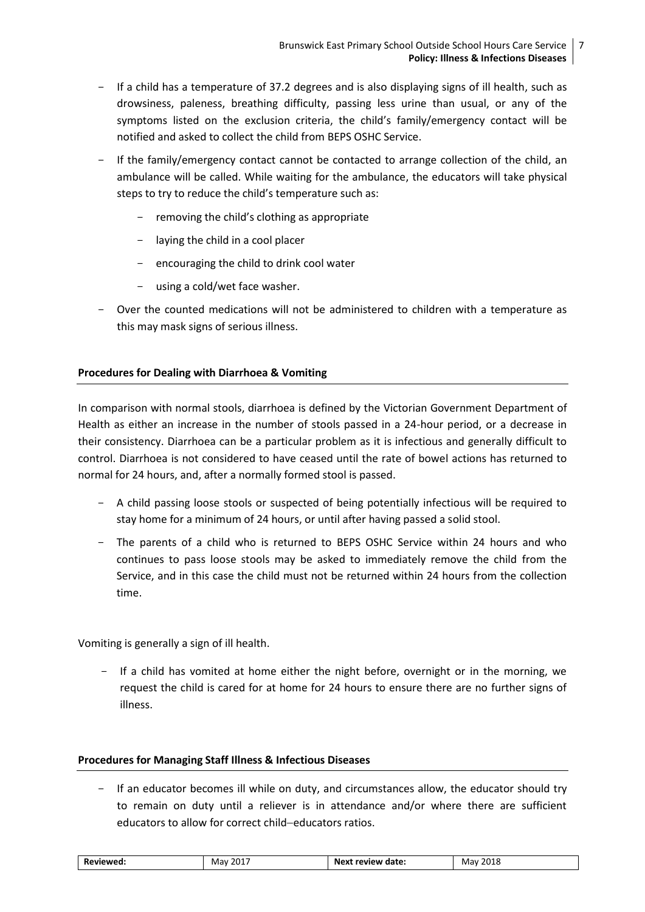- If a child has a temperature of 37.2 degrees and is also displaying signs of ill health, such as drowsiness, paleness, breathing difficulty, passing less urine than usual, or any of the symptoms listed on the exclusion criteria, the child's family/emergency contact will be notified and asked to collect the child from BEPS OSHC Service.
- If the family/emergency contact cannot be contacted to arrange collection of the child, an ambulance will be called. While waiting for the ambulance, the educators will take physical steps to try to reduce the child's temperature such as:
    - removing the child's clothing as appropriate
    - laying the child in a cool placer
    - encouraging the child to drink cool water
    - using a cold/wet face washer.
- Over the counted medications will not be administered to children with a temperature as this may mask signs of serious illness.

**Procedures for Dealing with Diarrhoea & Vomiting**

In comparison with normal stools, diarrhoea is defined by the Victorian Government Department of Health as either an increase in the number of stools passed in a 24-hour period, or a decrease in their consistency. Diarrhoea can be a particular problem as it is infectious and generally difficult to control. Diarrhoea is not considered to have ceased until the rate of bowel actions has returned to normal for 24 hours, and, after a normally formed stool is passed.

- A child passing loose stools or suspected of being potentially infectious will be required to stay home for a minimum of 24 hours, or until after having passed a solid stool.
- The parents of a child who is returned to BEPS OSHC Service within 24 hours and who continues to pass loose stools may be asked to immediately remove the child from the Service, and in this case the child must not be returned within 24 hours from the collection time.

Vomiting is generally a sign of ill health.

- If a child has vomited at home either the night before, overnight or in the morning, we request the child is cared for at home for 24 hours to ensure there are no further signs of illness.

**Procedures for Managing Staff Illness & Infectious Diseases**

- If an educator becomes ill while on duty, and circumstances allow, the educator should try to remain on duty until a reliever is in attendance and/or where there are sufficient educators to allow for correct child–educators ratios.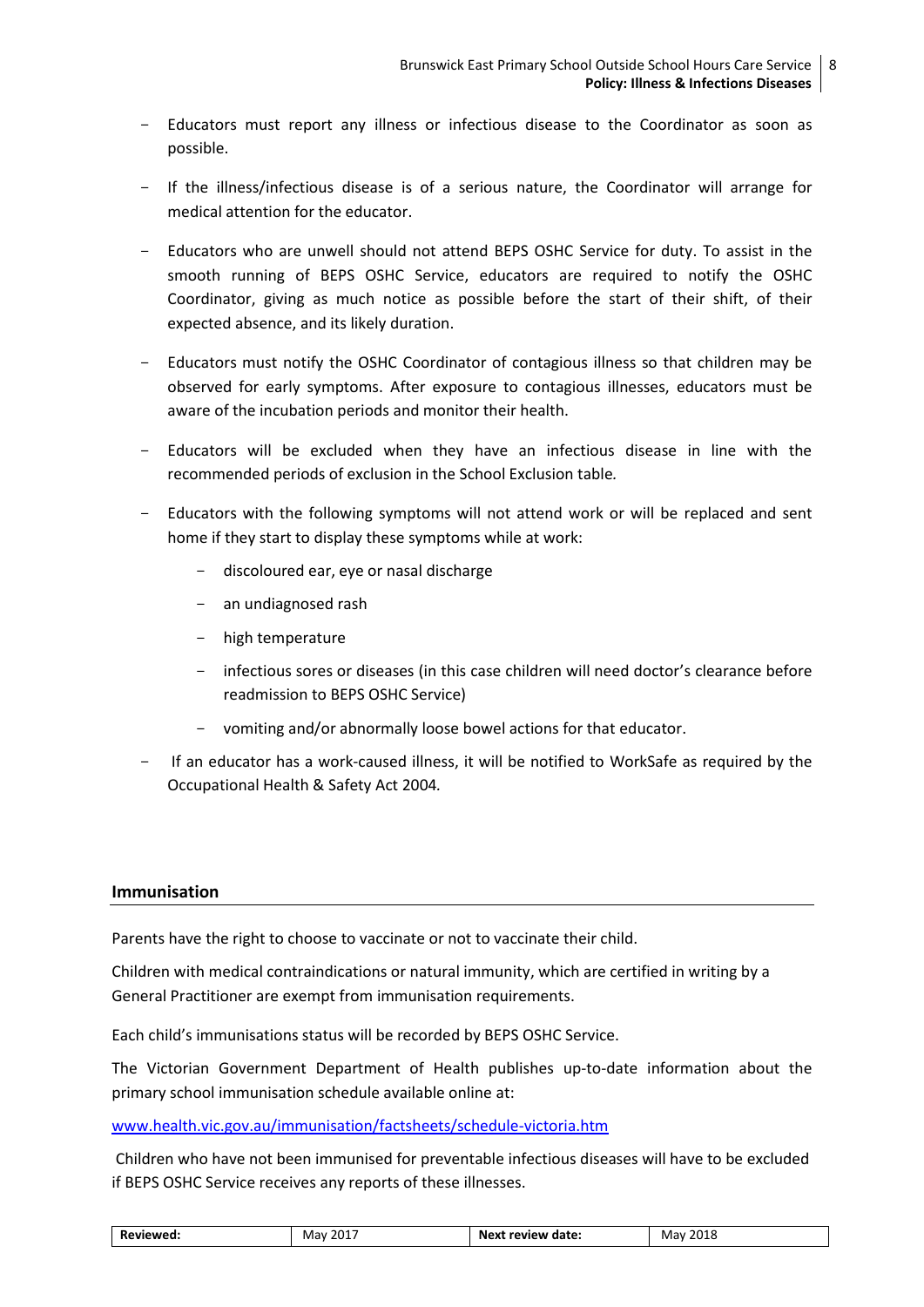- Educators must report any illness or infectious disease to the Coordinator as soon as possible.
- If the illness/infectious disease is of a serious nature, the Coordinator will arrange for medical attention for the educator.
- Educators who are unwell should not attend BEPS OSHC Service for duty. To assist in the smooth running of BEPS OSHC Service, educators are required to notify the OSHC Coordinator, giving as much notice as possible before the start of their shift, of their expected absence, and its likely duration.
- Educators must notify the OSHC Coordinator of contagious illness so that children may be observed for early symptoms. After exposure to contagious illnesses, educators must be aware of the incubation periods and monitor their health.
- Educators will be excluded when they have an infectious disease in line with the recommended periods of exclusion in the School Exclusion table.
- Educators with the following symptoms will not attend work or will be replaced and sent home if they start to display these symptoms while at work:
    - discoloured ear, eye or nasal discharge
    - an undiagnosed rash
    - high temperature
    - infectious sores or diseases (in this case children will need doctor's clearance before readmission to BEPS OSHC Service)
    - vomiting and/or abnormally loose bowel actions for that educator.
- If an educator has a work-caused illness, it will be notified to WorkSafe as required by the Occupational Health & Safety Act 2004.

## Immunisation

Parents have the right to choose to vaccinate or not to vaccinate their child.

Children with medical contraindications or natural immunity, which are certified in writing by a General Practitioner are exempt from immunisation requirements.

Each child's immunisations status will be recorded by BEPS OSHC Service.

The Victorian Government Department of Health publishes up-to-date information about the primary school immunisation schedule available online at:

www.health.vic.gov.au/immunisation/factsheets/schedule-victoria.htm

Children who have not been immunised for preventable infectious diseases will have to be excluded if BEPS OSHC Service receives any reports of these illnesses.

| **Reviewed:** | May 2017 | **Next review date:** | May 2018 |
|---|---|---|---|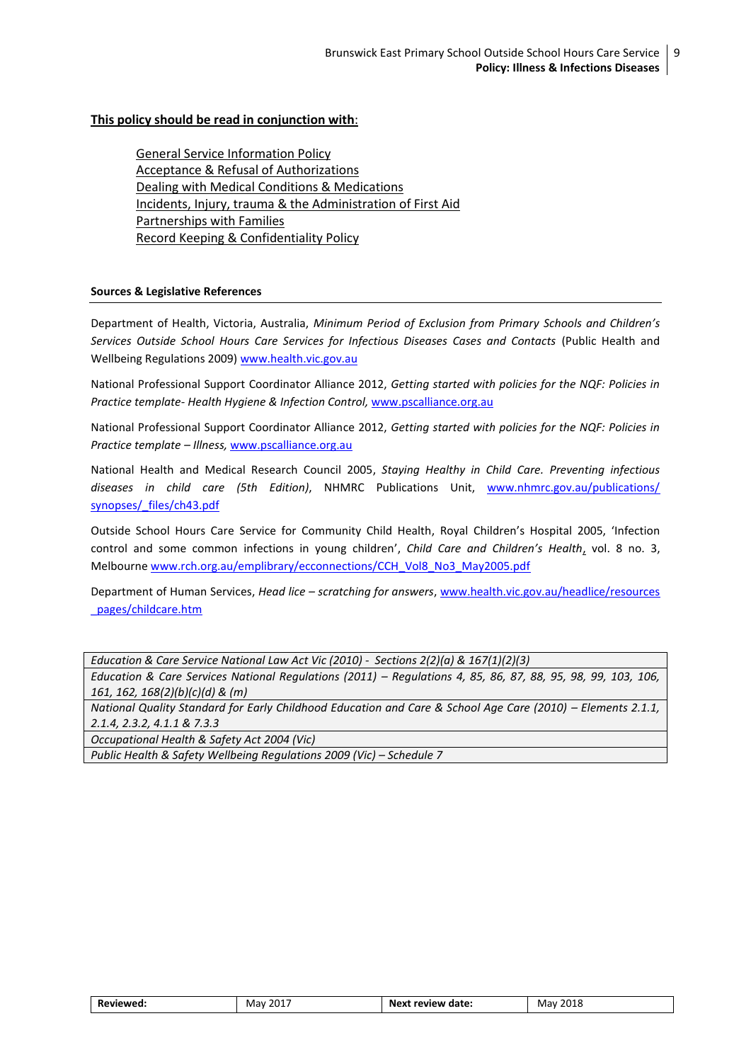**This policy should be read in conjunction with**:

- General Service Information Policy
- Acceptance & Refusal of Authorizations
- Dealing with Medical Conditions & Medications
- Incidents, Injury, trauma & the Administration of First Aid
- Partnerships with Families
- Record Keeping & Confidentiality Policy

**Sources & Legislative References**

Department of Health, Victoria, Australia, *Minimum Period of Exclusion from Primary Schools and Children's Services Outside School Hours Care Services for Infectious Diseases Cases and Contacts* (Public Health and Wellbeing Regulations 2009) www.health.vic.gov.au

National Professional Support Coordinator Alliance 2012, *Getting started with policies for the NQF: Policies in Practice template- Health Hygiene & Infection Control,* www.pscalliance.org.au

National Professional Support Coordinator Alliance 2012, *Getting started with policies for the NQF: Policies in Practice template – Illness,* www.pscalliance.org.au

National Health and Medical Research Council 2005, *Staying Healthy in Child Care. Preventing infectious diseases in child care (5th Edition)*, NHMRC Publications Unit, www.nhmrc.gov.au/publications/synopses/_files/ch43.pdf

Outside School Hours Care Service for Community Child Health, Royal Children's Hospital 2005, 'Infection control and some common infections in young children', *Child Care and Children's Health*, vol. 8 no. 3, Melbourne www.rch.org.au/emplibrary/ecconnections/CCH_Vol8_No3_May2005.pdf

Department of Human Services, *Head lice – scratching for answers*, www.health.vic.gov.au/headlice/resources_pages/childcare.htm

| |
|---|
| *Education & Care Service National Law Act Vic (2010) - Sections 2(2)(a) & 167(1)(2)(3)* |
| *Education & Care Services National Regulations (2011) – Regulations 4, 85, 86, 87, 88, 95, 98, 99, 103, 106, 161, 162, 168(2)(b)(c)(d) & (m)* |
| *National Quality Standard for Early Childhood Education and Care & School Age Care (2010) – Elements 2.1.1, 2.1.4, 2.3.2, 4.1.1 & 7.3.3* |
| *Occupational Health & Safety Act 2004 (Vic)* |
| *Public Health & Safety Wellbeing Regulations 2009 (Vic) – Schedule 7* |

| | | | |
|---|---|---|---|
| **Reviewed:** | May 2017 | **Next review date:** | May 2018 |